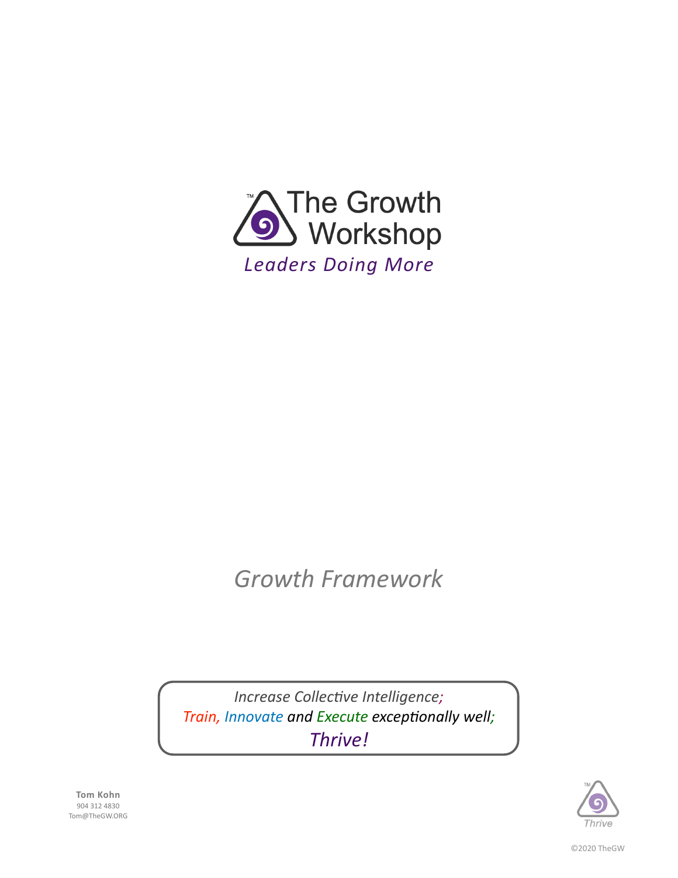# The Growth Workshop™

*Leaders Doing More*

## *Growth Framework*

*Increase Collective Intelligence;*
*Train, Innovate and Execute exceptionally well;*
*Thrive!*

**Tom Kohn**
904 312 4830
Tom@TheGW.ORG

*Thrive*

©2020 TheGW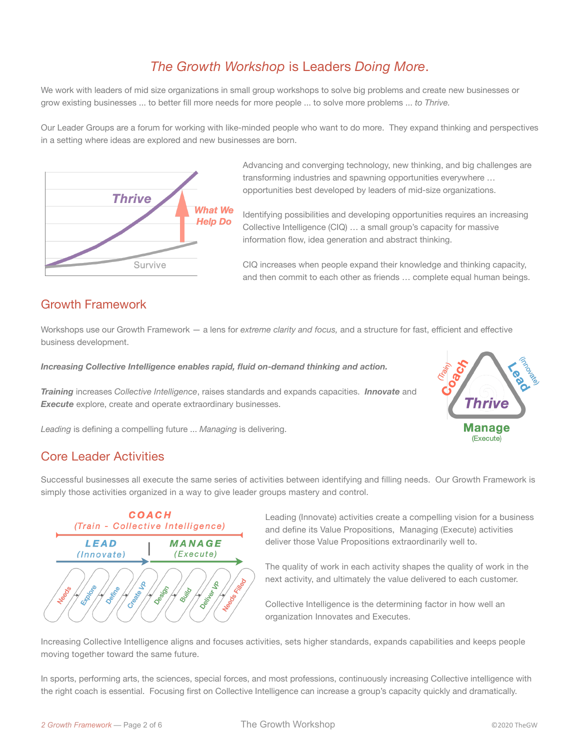# *The Growth Workshop* is Leaders *Doing More*.

We work with leaders of mid size organizations in small group workshops to solve big problems and create new businesses or grow existing businesses ... to better fill more needs for more people ... to solve more problems ... *to Thrive.*

Our Leader Groups are a forum for working with like-minded people who want to do more. They expand thinking and perspectives in a setting where ideas are explored and new businesses are born.

Advancing and converging technology, new thinking, and big challenges are transforming industries and spawning opportunities everywhere … opportunities best developed by leaders of mid-size organizations.

Identifying possibilities and developing opportunities requires an increasing Collective Intelligence (CIQ) … a small group's capacity for massive information flow, idea generation and abstract thinking.

CIQ increases when people expand their knowledge and thinking capacity, and then commit to each other as friends … complete equal human beings.

## Growth Framework

Workshops use our Growth Framework — a lens for *extreme clarity and focus,* and a structure for fast, efficient and effective business development.

***Increasing Collective Intelligence enables rapid, fluid on-demand thinking and action.***

***Training*** increases *Collective Intelligence*, raises standards and expands capacities. ***Innovate*** and ***Execute*** explore, create and operate extraordinary businesses.

*Leading* is defining a compelling future ... *Managing* is delivering.

## Core Leader Activities

Successful businesses all execute the same series of activities between identifying and filling needs. Our Growth Framework is simply those activities organized in a way to give leader groups mastery and control.

Leading (Innovate) activities create a compelling vision for a business and define its Value Propositions, Managing (Execute) activities deliver those Value Propositions extraordinarily well to.

The quality of work in each activity shapes the quality of work in the next activity, and ultimately the value delivered to each customer.

Collective Intelligence is the determining factor in how well an organization Innovates and Executes.

Increasing Collective Intelligence aligns and focuses activities, sets higher standards, expands capabilities and keeps people moving together toward the same future.

In sports, performing arts, the sciences, special forces, and most professions, continuously increasing Collective intelligence with the right coach is essential. Focusing first on Collective Intelligence can increase a group's capacity quickly and dramatically.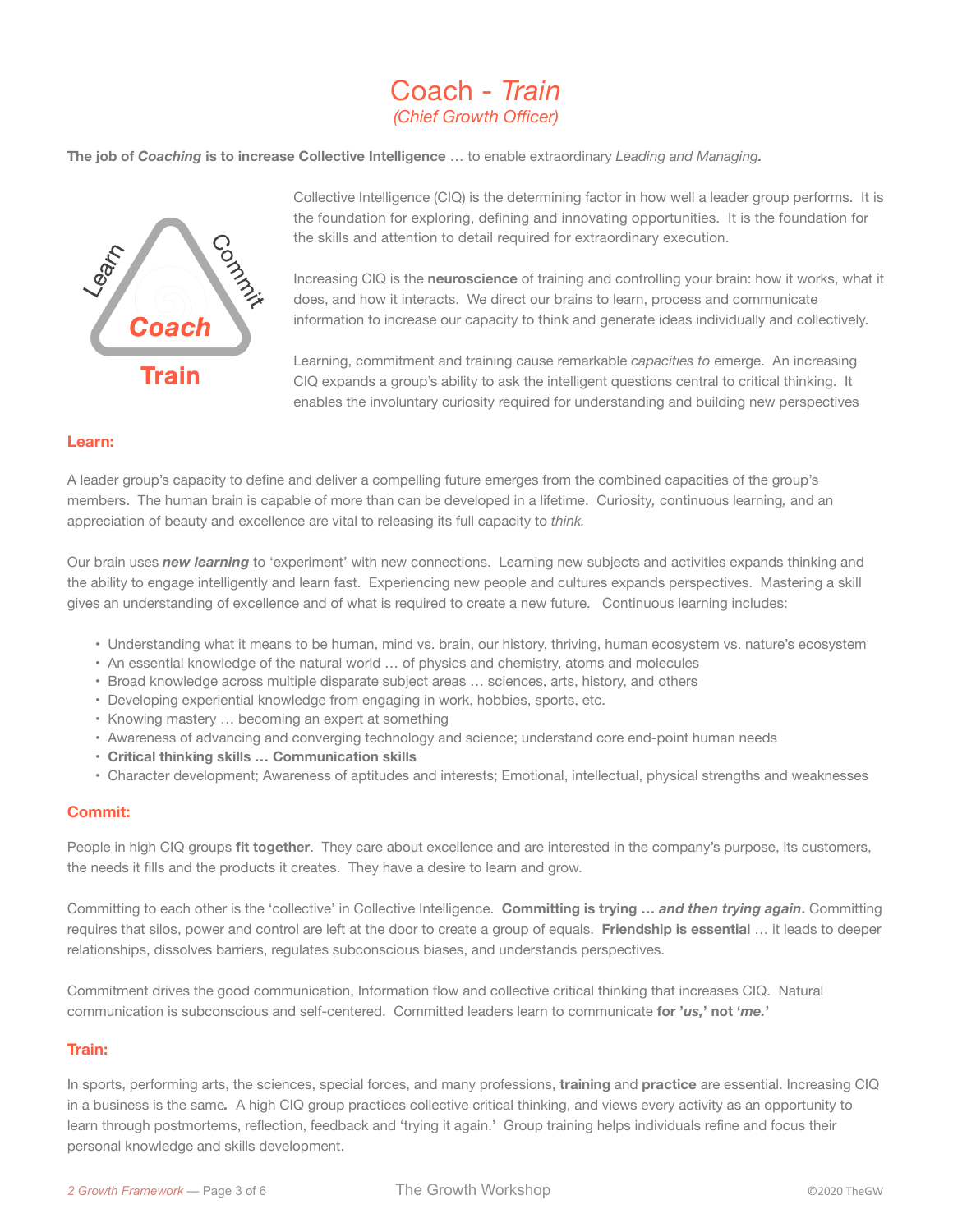# Coach - *Train*

*(Chief Growth Officer)*

**The job of *Coaching* is to increase Collective Intelligence** … to enable extraordinary *Leading and Managing.*

Collective Intelligence (CIQ) is the determining factor in how well a leader group performs. It is the foundation for exploring, defining and innovating opportunities. It is the foundation for the skills and attention to detail required for extraordinary execution.

Increasing CIQ is the **neuroscience** of training and controlling your brain: how it works, what it does, and how it interacts. We direct our brains to learn, process and communicate information to increase our capacity to think and generate ideas individually and collectively.

Learning, commitment and training cause remarkable *capacities to* emerge. An increasing CIQ expands a group's ability to ask the intelligent questions central to critical thinking. It enables the involuntary curiosity required for understanding and building new perspectives

## Learn:

A leader group's capacity to define and deliver a compelling future emerges from the combined capacities of the group's members. The human brain is capable of more than can be developed in a lifetime. Curiosity, continuous learning, and an appreciation of beauty and excellence are vital to releasing its full capacity to *think.*

Our brain uses ***new learning*** to 'experiment' with new connections. Learning new subjects and activities expands thinking and the ability to engage intelligently and learn fast. Experiencing new people and cultures expands perspectives. Mastering a skill gives an understanding of excellence and of what is required to create a new future. Continuous learning includes:

- Understanding what it means to be human, mind vs. brain, our history, thriving, human ecosystem vs. nature's ecosystem
- An essential knowledge of the natural world … of physics and chemistry, atoms and molecules
- Broad knowledge across multiple disparate subject areas … sciences, arts, history, and others
- Developing experiential knowledge from engaging in work, hobbies, sports, etc.
- Knowing mastery … becoming an expert at something
- Awareness of advancing and converging technology and science; understand core end-point human needs
- **Critical thinking skills … Communication skills**
- Character development; Awareness of aptitudes and interests; Emotional, intellectual, physical strengths and weaknesses

## Commit:

People in high CIQ groups **fit together**. They care about excellence and are interested in the company's purpose, its customers, the needs it fills and the products it creates. They have a desire to learn and grow.

Committing to each other is the 'collective' in Collective Intelligence. **Committing is trying … *and then trying again*.** Committing requires that silos, power and control are left at the door to create a group of equals. **Friendship is essential** … it leads to deeper relationships, dissolves barriers, regulates subconscious biases, and understands perspectives.

Commitment drives the good communication, Information flow and collective critical thinking that increases CIQ. Natural communication is subconscious and self-centered. Committed leaders learn to communicate **for '*us,*' not '*me.*'**

## Train:

In sports, performing arts, the sciences, special forces, and many professions, **training** and **practice** are essential. Increasing CIQ in a business is the same*.* A high CIQ group practices collective critical thinking, and views every activity as an opportunity to learn through postmortems, reflection, feedback and 'trying it again.' Group training helps individuals refine and focus their personal knowledge and skills development.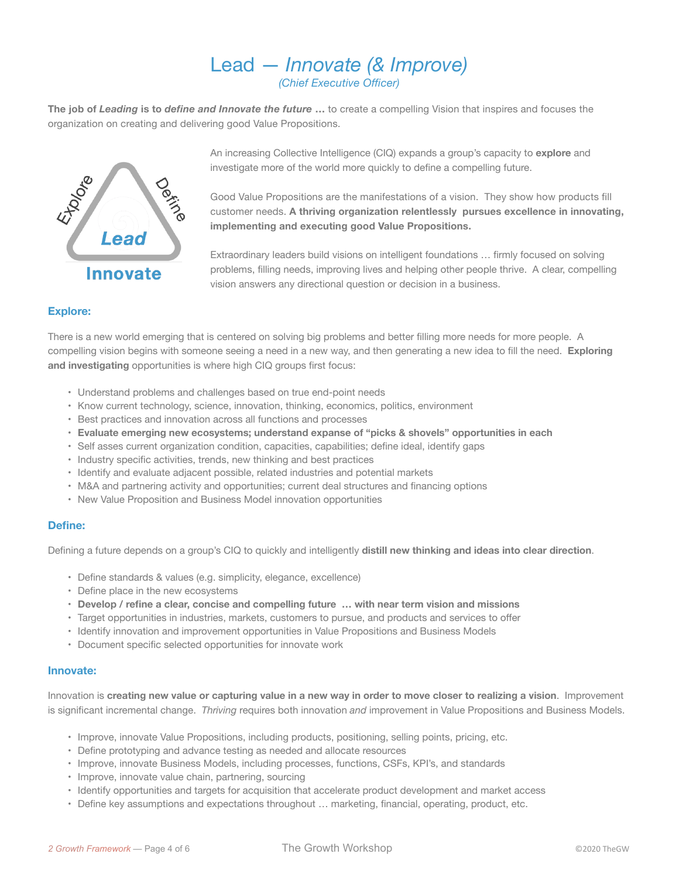# Lead — *Innovate (& Improve)*

*(Chief Executive Officer)*

**The job of *Leading* is to *define and Innovate the future* …** to create a compelling Vision that inspires and focuses the organization on creating and delivering good Value Propositions.

An increasing Collective Intelligence (CIQ) expands a group's capacity to **explore** and investigate more of the world more quickly to define a compelling future.

Good Value Propositions are the manifestations of a vision. They show how products fill customer needs. **A thriving organization relentlessly pursues excellence in innovating, implementing and executing good Value Propositions.**

Extraordinary leaders build visions on intelligent foundations … firmly focused on solving problems, filling needs, improving lives and helping other people thrive. A clear, compelling vision answers any directional question or decision in a business.

### Explore:

There is a new world emerging that is centered on solving big problems and better filling more needs for more people. A compelling vision begins with someone seeing a need in a new way, and then generating a new idea to fill the need. **Exploring and investigating** opportunities is where high CIQ groups first focus:

- Understand problems and challenges based on true end-point needs
- Know current technology, science, innovation, thinking, economics, politics, environment
- Best practices and innovation across all functions and processes
- **Evaluate emerging new ecosystems; understand expanse of "picks & shovels" opportunities in each**
- Self asses current organization condition, capacities, capabilities; define ideal, identify gaps
- Industry specific activities, trends, new thinking and best practices
- Identify and evaluate adjacent possible, related industries and potential markets
- M&A and partnering activity and opportunities; current deal structures and financing options
- New Value Proposition and Business Model innovation opportunities

### Define:

Defining a future depends on a group's CIQ to quickly and intelligently **distill new thinking and ideas into clear direction**.

- Define standards & values (e.g. simplicity, elegance, excellence)
- Define place in the new ecosystems
- **Develop / refine a clear, concise and compelling future … with near term vision and missions**
- Target opportunities in industries, markets, customers to pursue, and products and services to offer
- Identify innovation and improvement opportunities in Value Propositions and Business Models
- Document specific selected opportunities for innovate work

### Innovate:

Innovation is **creating new value or capturing value in a new way in order to move closer to realizing a vision**. Improvement is significant incremental change. *Thriving* requires both innovation *and* improvement in Value Propositions and Business Models.

- Improve, innovate Value Propositions, including products, positioning, selling points, pricing, etc.
- Define prototyping and advance testing as needed and allocate resources
- Improve, innovate Business Models, including processes, functions, CSFs, KPI's, and standards
- Improve, innovate value chain, partnering, sourcing
- Identify opportunities and targets for acquisition that accelerate product development and market access
- Define key assumptions and expectations throughout … marketing, financial, operating, product, etc.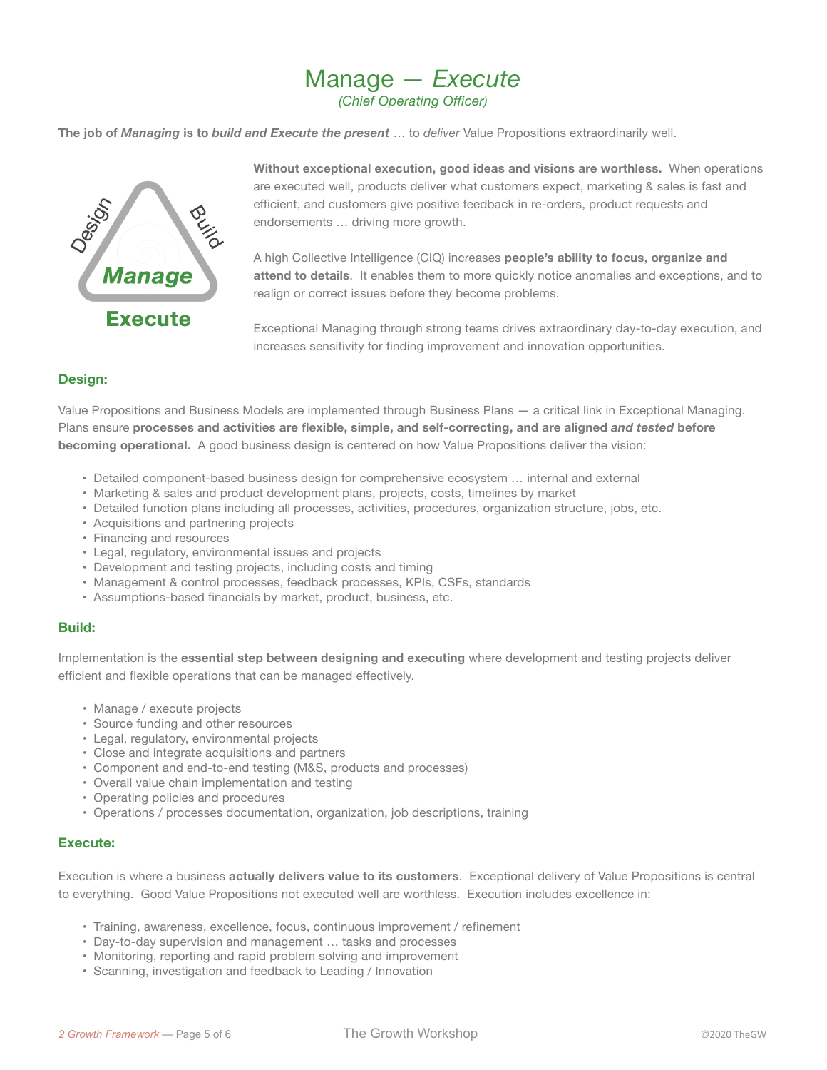# Manage — *Execute*

*(Chief Operating Officer)*

**The job of *Managing* is to *build and Execute the present*** … to *deliver* Value Propositions extraordinarily well.

**Without exceptional execution, good ideas and visions are worthless.** When operations are executed well, products deliver what customers expect, marketing & sales is fast and efficient, and customers give positive feedback in re-orders, product requests and endorsements … driving more growth.

A high Collective Intelligence (CIQ) increases **people's ability to focus, organize and attend to details**. It enables them to more quickly notice anomalies and exceptions, and to realign or correct issues before they become problems.

Exceptional Managing through strong teams drives extraordinary day-to-day execution, and increases sensitivity for finding improvement and innovation opportunities.

### Design:

Value Propositions and Business Models are implemented through Business Plans — a critical link in Exceptional Managing. Plans ensure **processes and activities are flexible, simple, and self-correcting, and are aligned *and tested* before becoming operational.** A good business design is centered on how Value Propositions deliver the vision:

- Detailed component-based business design for comprehensive ecosystem … internal and external
- Marketing & sales and product development plans, projects, costs, timelines by market
- Detailed function plans including all processes, activities, procedures, organization structure, jobs, etc.
- Acquisitions and partnering projects
- Financing and resources
- Legal, regulatory, environmental issues and projects
- Development and testing projects, including costs and timing
- Management & control processes, feedback processes, KPIs, CSFs, standards
- Assumptions-based financials by market, product, business, etc.

### Build:

Implementation is the **essential step between designing and executing** where development and testing projects deliver efficient and flexible operations that can be managed effectively.

- Manage / execute projects
- Source funding and other resources
- Legal, regulatory, environmental projects
- Close and integrate acquisitions and partners
- Component and end-to-end testing (M&S, products and processes)
- Overall value chain implementation and testing
- Operating policies and procedures
- Operations / processes documentation, organization, job descriptions, training

### Execute:

Execution is where a business **actually delivers value to its customers**. Exceptional delivery of Value Propositions is central to everything. Good Value Propositions not executed well are worthless. Execution includes excellence in:

- Training, awareness, excellence, focus, continuous improvement / refinement
- Day-to-day supervision and management … tasks and processes
- Monitoring, reporting and rapid problem solving and improvement
- Scanning, investigation and feedback to Leading / Innovation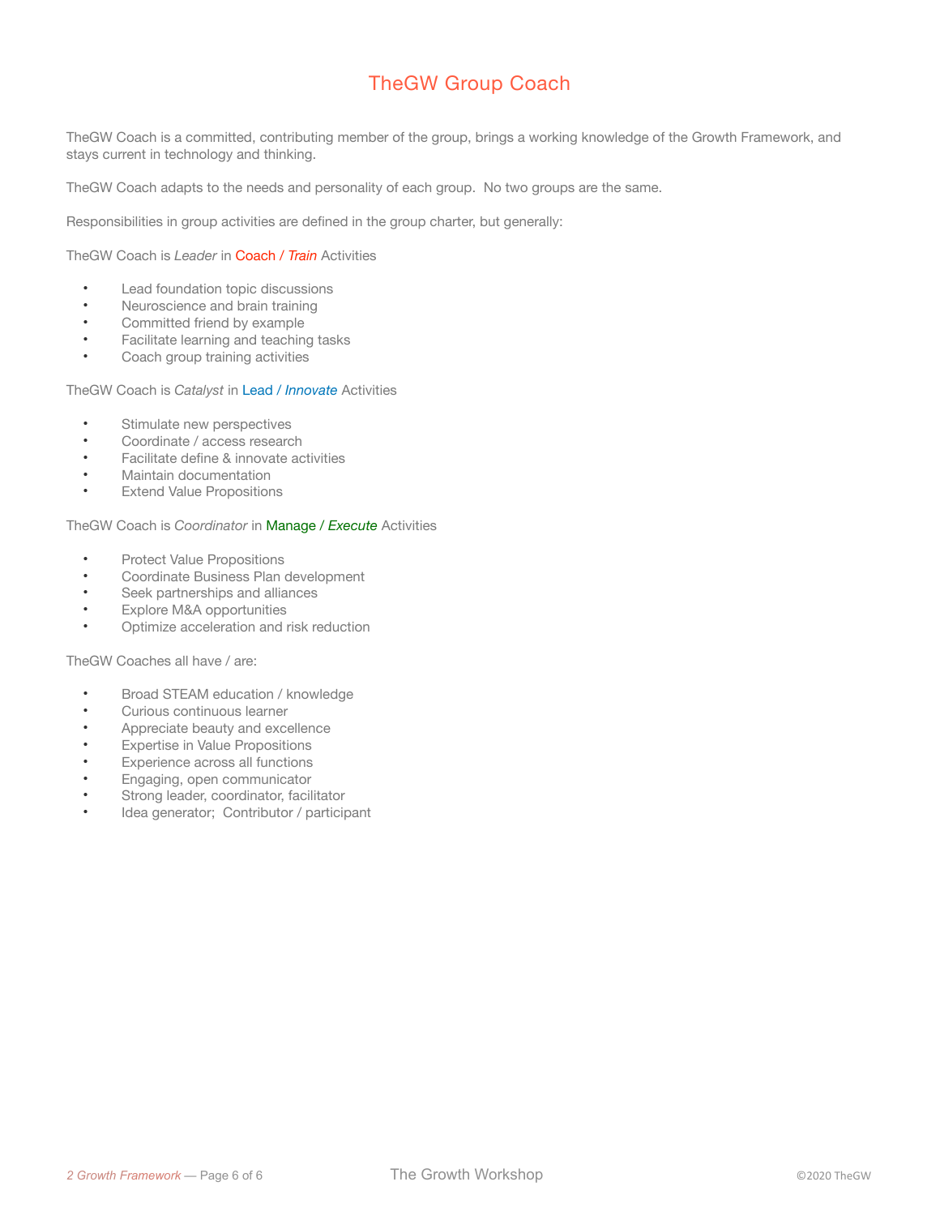# TheGW Group Coach

TheGW Coach is a committed, contributing member of the group, brings a working knowledge of the Growth Framework, and stays current in technology and thinking.

TheGW Coach adapts to the needs and personality of each group. No two groups are the same.

Responsibilities in group activities are defined in the group charter, but generally:

TheGW Coach is *Leader* in Coach / *Train* Activities

- Lead foundation topic discussions
- Neuroscience and brain training
- Committed friend by example
- Facilitate learning and teaching tasks
- Coach group training activities

TheGW Coach is *Catalyst* in Lead / *Innovate* Activities

- Stimulate new perspectives
- Coordinate / access research
- Facilitate define & innovate activities
- Maintain documentation
- Extend Value Propositions

TheGW Coach is *Coordinator* in Manage / *Execute* Activities

- Protect Value Propositions
- Coordinate Business Plan development
- Seek partnerships and alliances
- Explore M&A opportunities
- Optimize acceleration and risk reduction

TheGW Coaches all have / are:

- Broad STEAM education / knowledge
- Curious continuous learner
- Appreciate beauty and excellence
- Expertise in Value Propositions
- Experience across all functions
- Engaging, open communicator
- Strong leader, coordinator, facilitator
- Idea generator; Contributor / participant